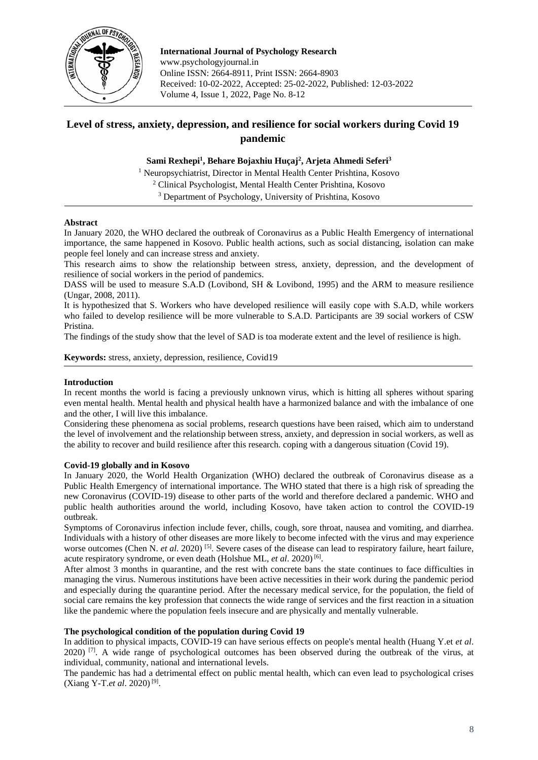**International Journal of Psychology Research**
www.psychologyjournal.in
Online ISSN: 2664-8911, Print ISSN: 2664-8903
Received: 10-02-2022, Accepted: 25-02-2022, Published: 12-03-2022
Volume 4, Issue 1, 2022, Page No. 8-12

# Level of stress, anxiety, depression, and resilience for social workers during Covid 19 pandemic

**Sami Rexhepi[1], Behare Bojaxhiu Huçaj[2], Arjeta Ahmedi Seferi[3]**

[1] Neuropsychiatrist, Director in Mental Health Center Prishtina, Kosovo
[2] Clinical Psychologist, Mental Health Center Prishtina, Kosovo
[3] Department of Psychology, University of Prishtina, Kosovo

## Abstract

In January 2020, the WHO declared the outbreak of Coronavirus as a Public Health Emergency of international importance, the same happened in Kosovo. Public health actions, such as social distancing, isolation can make people feel lonely and can increase stress and anxiety.

This research aims to show the relationship between stress, anxiety, depression, and the development of resilience of social workers in the period of pandemics.

DASS will be used to measure S.A.D (Lovibond, SH & Lovibond, 1995) and the ARM to measure resilience (Ungar, 2008, 2011).

It is hypothesized that S. Workers who have developed resilience will easily cope with S.A.D, while workers who failed to develop resilience will be more vulnerable to S.A.D. Participants are 39 social workers of CSW Pristina.

The findings of the study show that the level of SAD is toa moderate extent and the level of resilience is high.

**Keywords:** stress, anxiety, depression, resilience, Covid19

## Introduction

In recent months the world is facing a previously unknown virus, which is hitting all spheres without sparing even mental health. Mental health and physical health have a harmonized balance and with the imbalance of one and the other, I will live this imbalance.

Considering these phenomena as social problems, research questions have been raised, which aim to understand the level of involvement and the relationship between stress, anxiety, and depression in social workers, as well as the ability to recover and build resilience after this research. coping with a dangerous situation (Covid 19).

### Covid-19 globally and in Kosovo

In January 2020, the World Health Organization (WHO) declared the outbreak of Coronavirus disease as a Public Health Emergency of international importance. The WHO stated that there is a high risk of spreading the new Coronavirus (COVID-19) disease to other parts of the world and therefore declared a pandemic. WHO and public health authorities around the world, including Kosovo, have taken action to control the COVID-19 outbreak.

Symptoms of Coronavirus infection include fever, chills, cough, sore throat, nausea and vomiting, and diarrhea. Individuals with a history of other diseases are more likely to become infected with the virus and may experience worse outcomes (Chen N. *et al.* 2020) [5]. Severe cases of the disease can lead to respiratory failure, heart failure, acute respiratory syndrome, or even death (Holshue ML, *et al*. 2020) [6].

After almost 3 months in quarantine, and the rest with concrete bans the state continues to face difficulties in managing the virus. Numerous institutions have been active necessities in their work during the pandemic period and especially during the quarantine period. After the necessary medical service, for the population, the field of social care remains the key profession that connects the wide range of services and the first reaction in a situation like the pandemic where the population feels insecure and are physically and mentally vulnerable.

### The psychological condition of the population during Covid 19

In addition to physical impacts, COVID-19 can have serious effects on people's mental health (Huang Y.et *et al*. 2020) [7]. A wide range of psychological outcomes has been observed during the outbreak of the virus, at individual, community, national and international levels.

The pandemic has had a detrimental effect on public mental health, which can even lead to psychological crises (Xiang Y-T.*et al*. 2020) [9].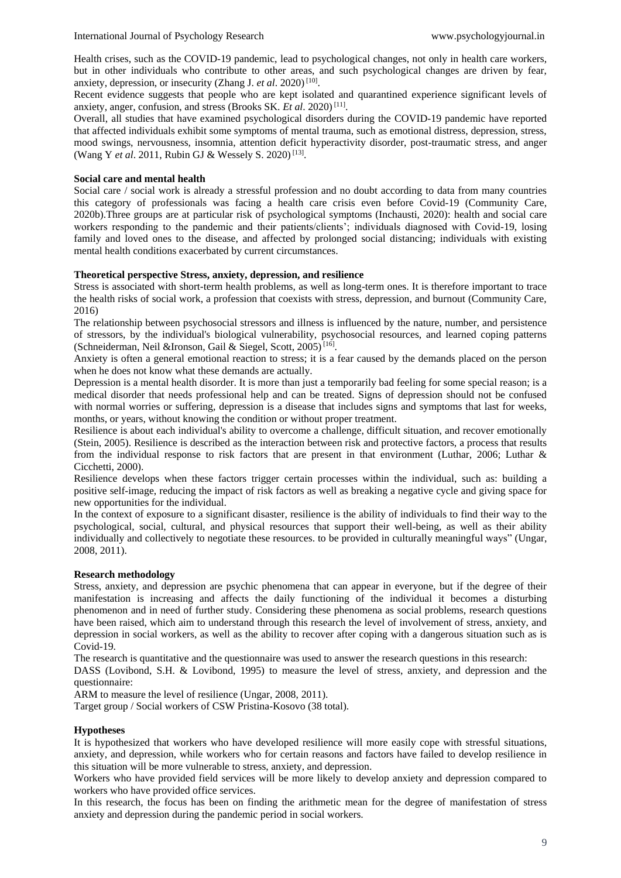Health crises, such as the COVID-19 pandemic, lead to psychological changes, not only in health care workers, but in other individuals who contribute to other areas, and such psychological changes are driven by fear, anxiety, depression, or insecurity (Zhang J. *et al*. 2020) [10].

Recent evidence suggests that people who are kept isolated and quarantined experience significant levels of anxiety, anger, confusion, and stress (Brooks SK. *Et al*. 2020) [11].

Overall, all studies that have examined psychological disorders during the COVID-19 pandemic have reported that affected individuals exhibit some symptoms of mental trauma, such as emotional distress, depression, stress, mood swings, nervousness, insomnia, attention deficit hyperactivity disorder, post-traumatic stress, and anger (Wang Y *et al*. 2011, Rubin GJ & Wessely S. 2020) [13].

**Social care and mental health**

Social care / social work is already a stressful profession and no doubt according to data from many countries this category of professionals was facing a health care crisis even before Covid-19 (Community Care, 2020b).Three groups are at particular risk of psychological symptoms (Inchausti, 2020): health and social care workers responding to the pandemic and their patients/clients'; individuals diagnosed with Covid-19, losing family and loved ones to the disease, and affected by prolonged social distancing; individuals with existing mental health conditions exacerbated by current circumstances.

**Theoretical perspective Stress, anxiety, depression, and resilience**

Stress is associated with short-term health problems, as well as long-term ones. It is therefore important to trace the health risks of social work, a profession that coexists with stress, depression, and burnout (Community Care, 2016)

The relationship between psychosocial stressors and illness is influenced by the nature, number, and persistence of stressors, by the individual's biological vulnerability, psychosocial resources, and learned coping patterns (Schneiderman, Neil &Ironson, Gail & Siegel, Scott, 2005) [16].

Anxiety is often a general emotional reaction to stress; it is a fear caused by the demands placed on the person when he does not know what these demands are actually.

Depression is a mental health disorder. It is more than just a temporarily bad feeling for some special reason; is a medical disorder that needs professional help and can be treated. Signs of depression should not be confused with normal worries or suffering, depression is a disease that includes signs and symptoms that last for weeks, months, or years, without knowing the condition or without proper treatment.

Resilience is about each individual's ability to overcome a challenge, difficult situation, and recover emotionally (Stein, 2005). Resilience is described as the interaction between risk and protective factors, a process that results from the individual response to risk factors that are present in that environment (Luthar, 2006; Luthar & Cicchetti, 2000).

Resilience develops when these factors trigger certain processes within the individual, such as: building a positive self-image, reducing the impact of risk factors as well as breaking a negative cycle and giving space for new opportunities for the individual.

In the context of exposure to a significant disaster, resilience is the ability of individuals to find their way to the psychological, social, cultural, and physical resources that support their well-being, as well as their ability individually and collectively to negotiate these resources. to be provided in culturally meaningful ways" (Ungar, 2008, 2011).

**Research methodology**

Stress, anxiety, and depression are psychic phenomena that can appear in everyone, but if the degree of their manifestation is increasing and affects the daily functioning of the individual it becomes a disturbing phenomenon and in need of further study. Considering these phenomena as social problems, research questions have been raised, which aim to understand through this research the level of involvement of stress, anxiety, and depression in social workers, as well as the ability to recover after coping with a dangerous situation such as is Covid-19.

The research is quantitative and the questionnaire was used to answer the research questions in this research:

DASS (Lovibond, S.H. & Lovibond, 1995) to measure the level of stress, anxiety, and depression and the questionnaire:

ARM to measure the level of resilience (Ungar, 2008, 2011).

Target group / Social workers of CSW Pristina-Kosovo (38 total).

**Hypotheses**

It is hypothesized that workers who have developed resilience will more easily cope with stressful situations, anxiety, and depression, while workers who for certain reasons and factors have failed to develop resilience in this situation will be more vulnerable to stress, anxiety, and depression.

Workers who have provided field services will be more likely to develop anxiety and depression compared to workers who have provided office services.

In this research, the focus has been on finding the arithmetic mean for the degree of manifestation of stress anxiety and depression during the pandemic period in social workers.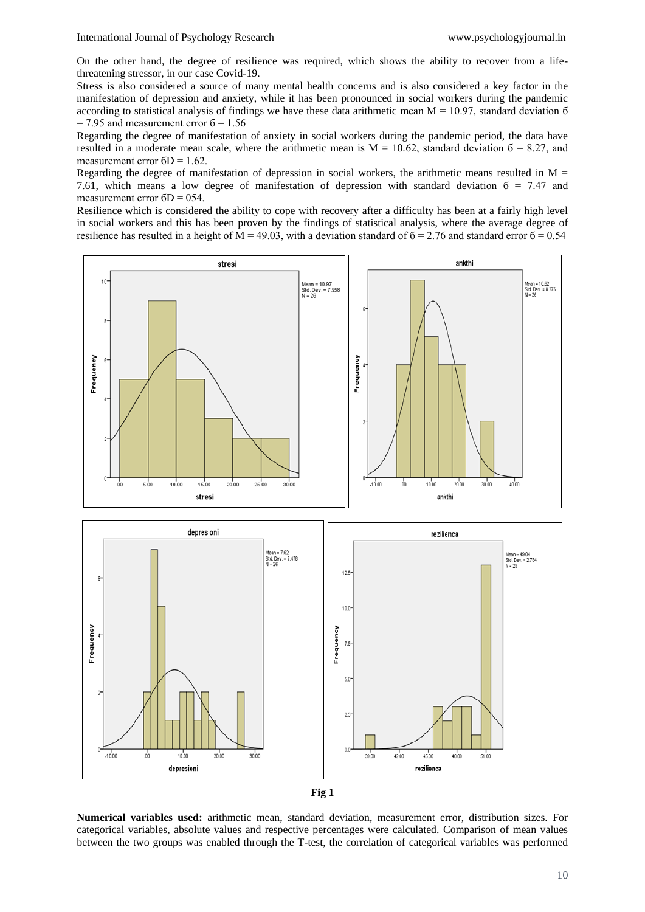On the other hand, the degree of resilience was required, which shows the ability to recover from a life-threatening stressor, in our case Covid-19.

Stress is also considered a source of many mental health concerns and is also considered a key factor in the manifestation of depression and anxiety, while it has been pronounced in social workers during the pandemic according to statistical analysis of findings we have these data arithmetic mean M = 10.97, standard deviation б = 7.95 and measurement error б = 1.56

Regarding the degree of manifestation of anxiety in social workers during the pandemic period, the data have resulted in a moderate mean scale, where the arithmetic mean is M = 10.62, standard deviation б = 8.27, and measurement error бD = 1.62.

Regarding the degree of manifestation of depression in social workers, the arithmetic means resulted in M = 7.61, which means a low degree of manifestation of depression with standard deviation б = 7.47 and measurement error бD = 054.

Resilience which is considered the ability to cope with recovery after a difficulty has been at a fairly high level in social workers and this has been proven by the findings of statistical analysis, where the average degree of resilience has resulted in a height of M = 49.03, with a deviation standard of б = 2.76 and standard error б = 0.54

**Fig 1**

**Numerical variables used:** arithmetic mean, standard deviation, measurement error, distribution sizes. For categorical variables, absolute values and respective percentages were calculated. Comparison of mean values between the two groups was enabled through the T-test, the correlation of categorical variables was performed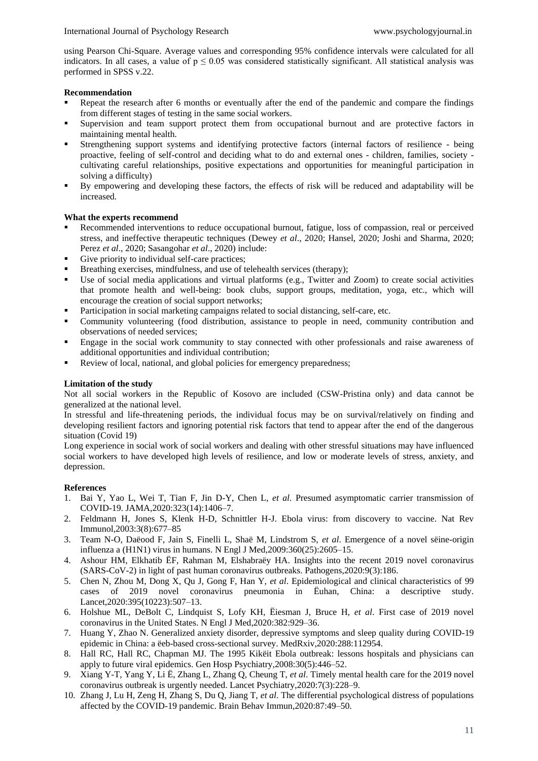using Pearson Chi-Square. Average values and corresponding 95% confidence intervals were calculated for all indicators. In all cases, a value of $p \leq 0.05$ was considered statistically significant. All statistical analysis was performed in SPSS v.22.

**Recommendation**

- Repeat the research after 6 months or eventually after the end of the pandemic and compare the findings from different stages of testing in the same social workers.
- Supervision and team support protect them from occupational burnout and are protective factors in maintaining mental health.
- Strengthening support systems and identifying protective factors (internal factors of resilience - being proactive, feeling of self-control and deciding what to do and external ones - children, families, society - cultivating careful relationships, positive expectations and opportunities for meaningful participation in solving a difficulty)
- By empowering and developing these factors, the effects of risk will be reduced and adaptability will be increased.

**What the experts recommend**

- Recommended interventions to reduce occupational burnout, fatigue, loss of compassion, real or perceived stress, and ineffective therapeutic techniques (Dewey *et al*., 2020; Hansel, 2020; Joshi and Sharma, 2020; Perez *et al*., 2020; Sasangohar *et al*., 2020) include:
- Give priority to individual self-care practices;
- Breathing exercises, mindfulness, and use of telehealth services (therapy);
- Use of social media applications and virtual platforms (e.g., Twitter and Zoom) to create social activities that promote health and well-being: book clubs, support groups, meditation, yoga, etc., which will encourage the creation of social support networks;
- Participation in social marketing campaigns related to social distancing, self-care, etc.
- Community volunteering (food distribution, assistance to people in need, community contribution and observations of needed services;
- Engage in the social work community to stay connected with other professionals and raise awareness of additional opportunities and individual contribution;
- Review of local, national, and global policies for emergency preparedness;

**Limitation of the study**

Not all social workers in the Republic of Kosovo are included (CSW-Pristina only) and data cannot be generalized at the national level.

In stressful and life-threatening periods, the individual focus may be on survival/relatively on finding and developing resilient factors and ignoring potential risk factors that tend to appear after the end of the dangerous situation (Covid 19)

Long experience in social work of social workers and dealing with other stressful situations may have influenced social workers to have developed high levels of resilience, and low or moderate levels of stress, anxiety, and depression.

**References**

1. Bai Y, Yao L, Wei T, Tian F, Jin D-Y, Chen L, *et al*. Presumed asymptomatic carrier transmission of COVID-19. JAMA,2020:323(14):1406–7.
2. Feldmann H, Jones S, Klenk H-D, Schnittler H-J. Ebola virus: from discovery to vaccine. Nat Rev Immunol,2003:3(8):677–85
3. Team N-O, Daëood F, Jain S, Finelli L, Shaë M, Lindstrom S, *et al*. Emergence of a novel sëine-origin influenza a (H1N1) virus in humans. N Engl J Med,2009:360(25):2605–15.
4. Ashour HM, Elkhatib ËF, Rahman M, Elshabraëy HA. Insights into the recent 2019 novel coronavirus (SARS-CoV-2) in light of past human coronavirus outbreaks. Pathogens,2020:9(3):186.
5. Chen N, Zhou M, Dong X, Qu J, Gong F, Han Y, *et al*. Epidemiological and clinical characteristics of 99 cases of 2019 novel coronavirus pneumonia in Ëuhan, China: a descriptive study. Lancet,2020:395(10223):507–13.
6. Holshue ML, DeBolt C, Lindquist S, Lofy KH, Ëiesman J, Bruce H, *et al*. First case of 2019 novel coronavirus in the United States. N Engl J Med,2020:382:929–36.
7. Huang Y, Zhao N. Generalized anxiety disorder, depressive symptoms and sleep quality during COVID-19 epidemic in China: a ëeb-based cross-sectional survey. MedRxiv,2020:288:112954.
8. Hall RC, Hall RC, Chapman MJ. The 1995 Kikëit Ebola outbreak: lessons hospitals and physicians can apply to future viral epidemics. Gen Hosp Psychiatry,2008:30(5):446–52.
9. Xiang Y-T, Yang Y, Li Ë, Zhang L, Zhang Q, Cheung T, *et al*. Timely mental health care for the 2019 novel coronavirus outbreak is urgently needed. Lancet Psychiatry,2020:7(3):228–9.
10. Zhang J, Lu H, Zeng H, Zhang S, Du Q, Jiang T, *et al*. The differential psychological distress of populations affected by the COVID-19 pandemic. Brain Behav Immun,2020:87:49–50.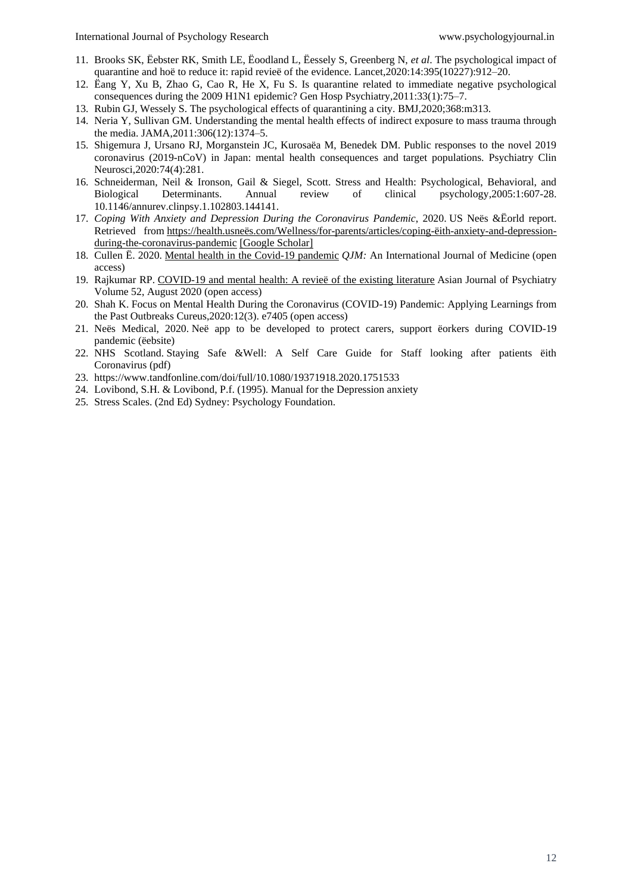11. Brooks SK, Ëebster RK, Smith LE, Ëoodland L, Ëessely S, Greenberg N, *et al*. The psychological impact of quarantine and hoë to reduce it: rapid revieë of the evidence. Lancet,2020:14:395(10227):912–20.
12. Ëang Y, Xu B, Zhao G, Cao R, He X, Fu S. Is quarantine related to immediate negative psychological consequences during the 2009 H1N1 epidemic? Gen Hosp Psychiatry,2011:33(1):75–7.
13. Rubin GJ, Wessely S. The psychological effects of quarantining a city. BMJ,2020;368:m313.
14. Neria Y, Sullivan GM. Understanding the mental health effects of indirect exposure to mass trauma through the media. JAMA,2011:306(12):1374–5.
15. Shigemura J, Ursano RJ, Morganstein JC, Kurosaëa M, Benedek DM. Public responses to the novel 2019 coronavirus (2019-nCoV) in Japan: mental health consequences and target populations. Psychiatry Clin Neurosci,2020:74(4):281.
16. Schneiderman, Neil & Ironson, Gail & Siegel, Scott. Stress and Health: Psychological, Behavioral, and Biological Determinants. Annual review of clinical psychology,2005:1:607-28. 10.1146/annurev.clinpsy.1.102803.144141.
17. *Coping With Anxiety and Depression During the Coronavirus Pandemic*, 2020. US Neës &Ëorld report. Retrieved from https://health.usneës.com/Wellness/for-parents/articles/coping-ëith-anxiety-and-depression-during-the-coronavirus-pandemic [Google Scholar]
18. Cullen Ë. 2020. Mental health in the Covid-19 pandemic *QJM:* An International Journal of Medicine (open access)
19. Rajkumar RP. COVID-19 and mental health: A revieë of the existing literature Asian Journal of Psychiatry Volume 52, August 2020 (open access)
20. Shah K. Focus on Mental Health During the Coronavirus (COVID-19) Pandemic: Applying Learnings from the Past Outbreaks Cureus,2020:12(3). e7405 (open access)
21. Neës Medical, 2020. Neë app to be developed to protect carers, support ëorkers during COVID-19 pandemic (ëebsite)
22. NHS Scotland. Staying Safe &Well: A Self Care Guide for Staff looking after patients ëith Coronavirus (pdf)
23. https://www.tandfonline.com/doi/full/10.1080/19371918.2020.1751533
24. Lovibond, S.H. & Lovibond, P.f. (1995). Manual for the Depression anxiety
25. Stress Scales. (2nd Ed) Sydney: Psychology Foundation.